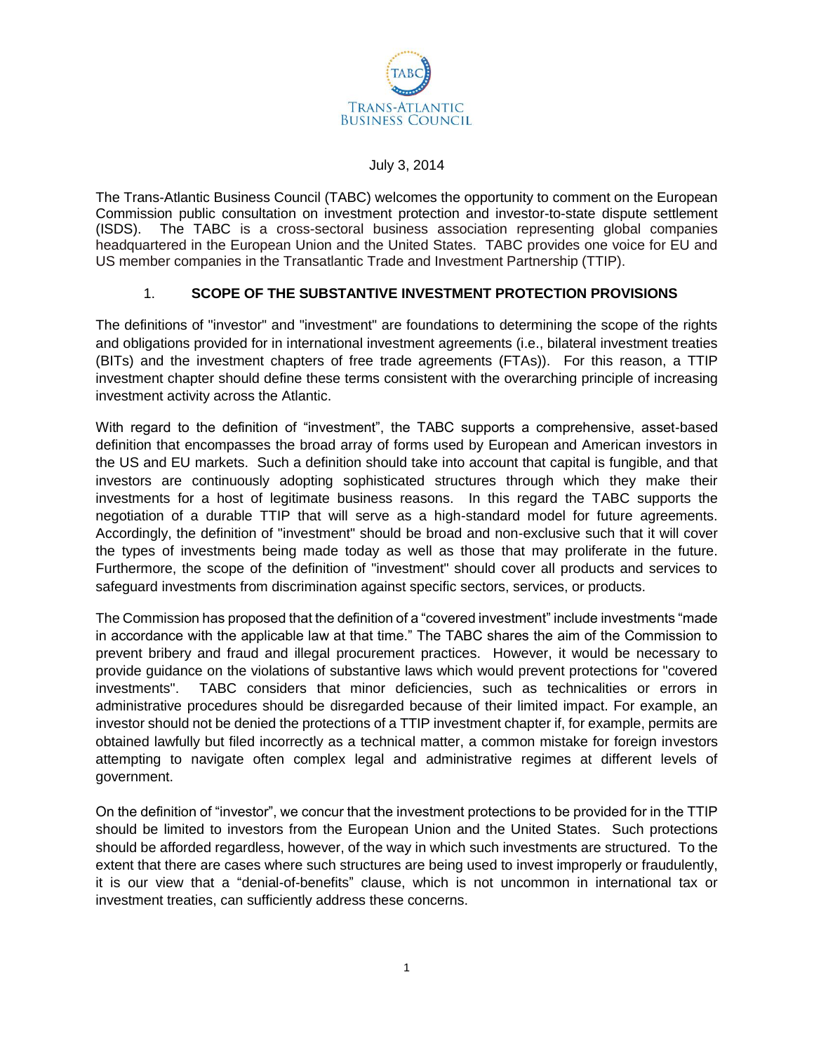TABC
TRANS-ATLANTIC BUSINESS COUNCIL

July 3, 2014

The Trans-Atlantic Business Council (TABC) welcomes the opportunity to comment on the European Commission public consultation on investment protection and investor-to-state dispute settlement (ISDS). The TABC is a cross-sectoral business association representing global companies headquartered in the European Union and the United States. TABC provides one voice for EU and US member companies in the Transatlantic Trade and Investment Partnership (TTIP).

## 1. SCOPE OF THE SUBSTANTIVE INVESTMENT PROTECTION PROVISIONS

The definitions of "investor" and "investment" are foundations to determining the scope of the rights and obligations provided for in international investment agreements (i.e., bilateral investment treaties (BITs) and the investment chapters of free trade agreements (FTAs)). For this reason, a TTIP investment chapter should define these terms consistent with the overarching principle of increasing investment activity across the Atlantic.

With regard to the definition of "investment", the TABC supports a comprehensive, asset-based definition that encompasses the broad array of forms used by European and American investors in the US and EU markets. Such a definition should take into account that capital is fungible, and that investors are continuously adopting sophisticated structures through which they make their investments for a host of legitimate business reasons. In this regard the TABC supports the negotiation of a durable TTIP that will serve as a high-standard model for future agreements. Accordingly, the definition of "investment" should be broad and non-exclusive such that it will cover the types of investments being made today as well as those that may proliferate in the future. Furthermore, the scope of the definition of "investment" should cover all products and services to safeguard investments from discrimination against specific sectors, services, or products.

The Commission has proposed that the definition of a "covered investment" include investments "made in accordance with the applicable law at that time." The TABC shares the aim of the Commission to prevent bribery and fraud and illegal procurement practices. However, it would be necessary to provide guidance on the violations of substantive laws which would prevent protections for "covered investments". TABC considers that minor deficiencies, such as technicalities or errors in administrative procedures should be disregarded because of their limited impact. For example, an investor should not be denied the protections of a TTIP investment chapter if, for example, permits are obtained lawfully but filed incorrectly as a technical matter, a common mistake for foreign investors attempting to navigate often complex legal and administrative regimes at different levels of government.

On the definition of "investor", we concur that the investment protections to be provided for in the TTIP should be limited to investors from the European Union and the United States. Such protections should be afforded regardless, however, of the way in which such investments are structured. To the extent that there are cases where such structures are being used to invest improperly or fraudulently, it is our view that a "denial-of-benefits" clause, which is not uncommon in international tax or investment treaties, can sufficiently address these concerns.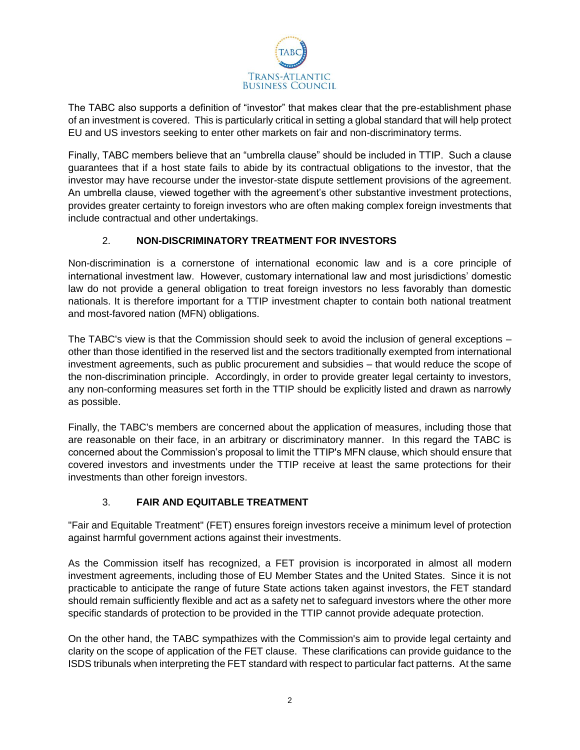The TABC also supports a definition of "investor" that makes clear that the pre-establishment phase of an investment is covered. This is particularly critical in setting a global standard that will help protect EU and US investors seeking to enter other markets on fair and non-discriminatory terms.

Finally, TABC members believe that an "umbrella clause" should be included in TTIP. Such a clause guarantees that if a host state fails to abide by its contractual obligations to the investor, that the investor may have recourse under the investor-state dispute settlement provisions of the agreement. An umbrella clause, viewed together with the agreement's other substantive investment protections, provides greater certainty to foreign investors who are often making complex foreign investments that include contractual and other undertakings.

## 2. NON-DISCRIMINATORY TREATMENT FOR INVESTORS

Non-discrimination is a cornerstone of international economic law and is a core principle of international investment law. However, customary international law and most jurisdictions' domestic law do not provide a general obligation to treat foreign investors no less favorably than domestic nationals. It is therefore important for a TTIP investment chapter to contain both national treatment and most-favored nation (MFN) obligations.

The TABC's view is that the Commission should seek to avoid the inclusion of general exceptions – other than those identified in the reserved list and the sectors traditionally exempted from international investment agreements, such as public procurement and subsidies – that would reduce the scope of the non-discrimination principle. Accordingly, in order to provide greater legal certainty to investors, any non-conforming measures set forth in the TTIP should be explicitly listed and drawn as narrowly as possible.

Finally, the TABC's members are concerned about the application of measures, including those that are reasonable on their face, in an arbitrary or discriminatory manner. In this regard the TABC is concerned about the Commission's proposal to limit the TTIP's MFN clause, which should ensure that covered investors and investments under the TTIP receive at least the same protections for their investments than other foreign investors.

## 3. FAIR AND EQUITABLE TREATMENT

"Fair and Equitable Treatment" (FET) ensures foreign investors receive a minimum level of protection against harmful government actions against their investments.

As the Commission itself has recognized, a FET provision is incorporated in almost all modern investment agreements, including those of EU Member States and the United States. Since it is not practicable to anticipate the range of future State actions taken against investors, the FET standard should remain sufficiently flexible and act as a safety net to safeguard investors where the other more specific standards of protection to be provided in the TTIP cannot provide adequate protection.

On the other hand, the TABC sympathizes with the Commission's aim to provide legal certainty and clarity on the scope of application of the FET clause. These clarifications can provide guidance to the ISDS tribunals when interpreting the FET standard with respect to particular fact patterns. At the same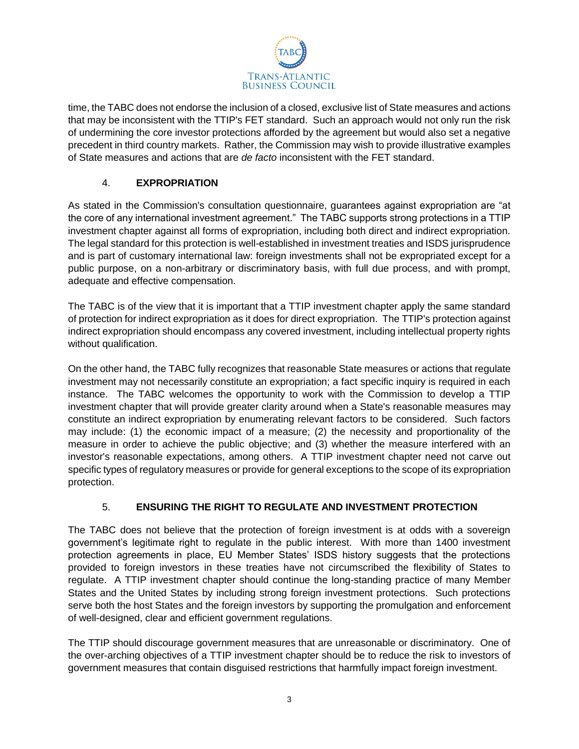time, the TABC does not endorse the inclusion of a closed, exclusive list of State measures and actions that may be inconsistent with the TTIP's FET standard. Such an approach would not only run the risk of undermining the core investor protections afforded by the agreement but would also set a negative precedent in third country markets. Rather, the Commission may wish to provide illustrative examples of State measures and actions that are *de facto* inconsistent with the FET standard.

## 4. EXPROPRIATION

As stated in the Commission's consultation questionnaire, guarantees against expropriation are "at the core of any international investment agreement." The TABC supports strong protections in a TTIP investment chapter against all forms of expropriation, including both direct and indirect expropriation. The legal standard for this protection is well-established in investment treaties and ISDS jurisprudence and is part of customary international law: foreign investments shall not be expropriated except for a public purpose, on a non-arbitrary or discriminatory basis, with full due process, and with prompt, adequate and effective compensation.

The TABC is of the view that it is important that a TTIP investment chapter apply the same standard of protection for indirect expropriation as it does for direct expropriation. The TTIP's protection against indirect expropriation should encompass any covered investment, including intellectual property rights without qualification.

On the other hand, the TABC fully recognizes that reasonable State measures or actions that regulate investment may not necessarily constitute an expropriation; a fact specific inquiry is required in each instance. The TABC welcomes the opportunity to work with the Commission to develop a TTIP investment chapter that will provide greater clarity around when a State's reasonable measures may constitute an indirect expropriation by enumerating relevant factors to be considered. Such factors may include: (1) the economic impact of a measure; (2) the necessity and proportionality of the measure in order to achieve the public objective; and (3) whether the measure interfered with an investor's reasonable expectations, among others. A TTIP investment chapter need not carve out specific types of regulatory measures or provide for general exceptions to the scope of its expropriation protection.

## 5. ENSURING THE RIGHT TO REGULATE AND INVESTMENT PROTECTION

The TABC does not believe that the protection of foreign investment is at odds with a sovereign government's legitimate right to regulate in the public interest. With more than 1400 investment protection agreements in place, EU Member States' ISDS history suggests that the protections provided to foreign investors in these treaties have not circumscribed the flexibility of States to regulate. A TTIP investment chapter should continue the long-standing practice of many Member States and the United States by including strong foreign investment protections. Such protections serve both the host States and the foreign investors by supporting the promulgation and enforcement of well-designed, clear and efficient government regulations.

The TTIP should discourage government measures that are unreasonable or discriminatory. One of the over-arching objectives of a TTIP investment chapter should be to reduce the risk to investors of government measures that contain disguised restrictions that harmfully impact foreign investment.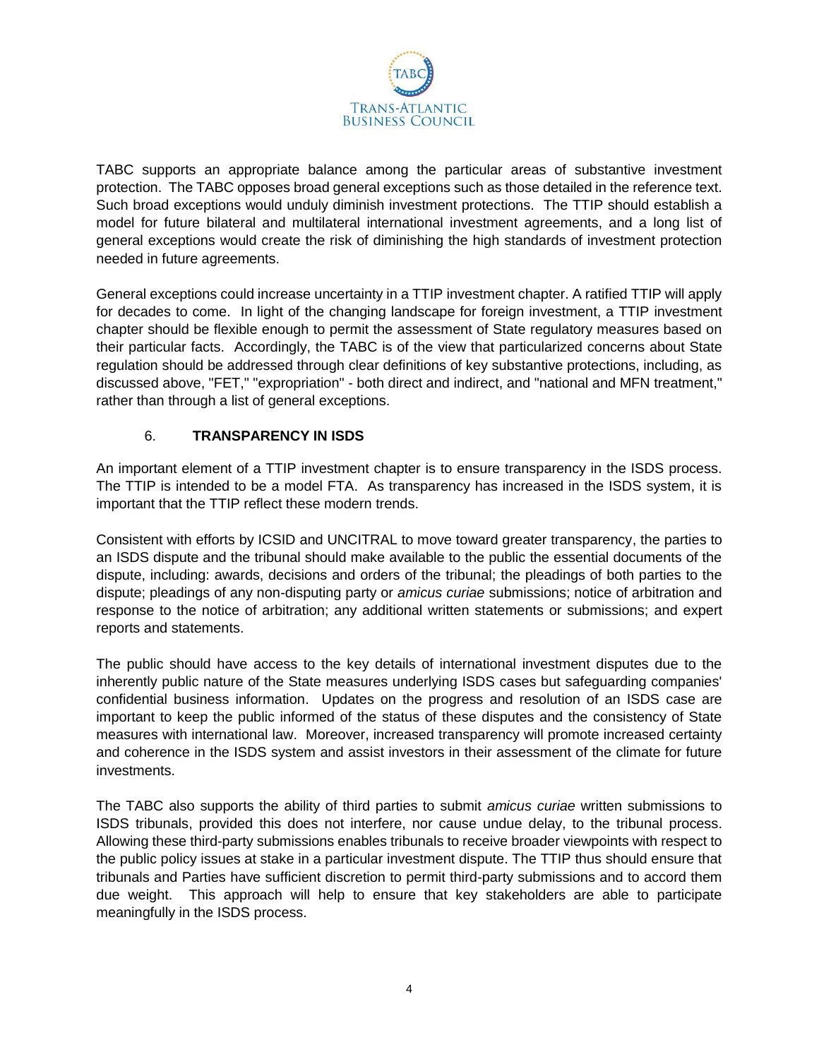TABC supports an appropriate balance among the particular areas of substantive investment protection. The TABC opposes broad general exceptions such as those detailed in the reference text. Such broad exceptions would unduly diminish investment protections. The TTIP should establish a model for future bilateral and multilateral international investment agreements, and a long list of general exceptions would create the risk of diminishing the high standards of investment protection needed in future agreements.

General exceptions could increase uncertainty in a TTIP investment chapter. A ratified TTIP will apply for decades to come. In light of the changing landscape for foreign investment, a TTIP investment chapter should be flexible enough to permit the assessment of State regulatory measures based on their particular facts. Accordingly, the TABC is of the view that particularized concerns about State regulation should be addressed through clear definitions of key substantive protections, including, as discussed above, "FET," "expropriation" - both direct and indirect, and "national and MFN treatment," rather than through a list of general exceptions.

## 6. **TRANSPARENCY IN ISDS**

An important element of a TTIP investment chapter is to ensure transparency in the ISDS process. The TTIP is intended to be a model FTA. As transparency has increased in the ISDS system, it is important that the TTIP reflect these modern trends.

Consistent with efforts by ICSID and UNCITRAL to move toward greater transparency, the parties to an ISDS dispute and the tribunal should make available to the public the essential documents of the dispute, including: awards, decisions and orders of the tribunal; the pleadings of both parties to the dispute; pleadings of any non-disputing party or *amicus curiae* submissions; notice of arbitration and response to the notice of arbitration; any additional written statements or submissions; and expert reports and statements.

The public should have access to the key details of international investment disputes due to the inherently public nature of the State measures underlying ISDS cases but safeguarding companies' confidential business information. Updates on the progress and resolution of an ISDS case are important to keep the public informed of the status of these disputes and the consistency of State measures with international law. Moreover, increased transparency will promote increased certainty and coherence in the ISDS system and assist investors in their assessment of the climate for future investments.

The TABC also supports the ability of third parties to submit *amicus curiae* written submissions to ISDS tribunals, provided this does not interfere, nor cause undue delay, to the tribunal process. Allowing these third-party submissions enables tribunals to receive broader viewpoints with respect to the public policy issues at stake in a particular investment dispute. The TTIP thus should ensure that tribunals and Parties have sufficient discretion to permit third-party submissions and to accord them due weight. This approach will help to ensure that key stakeholders are able to participate meaningfully in the ISDS process.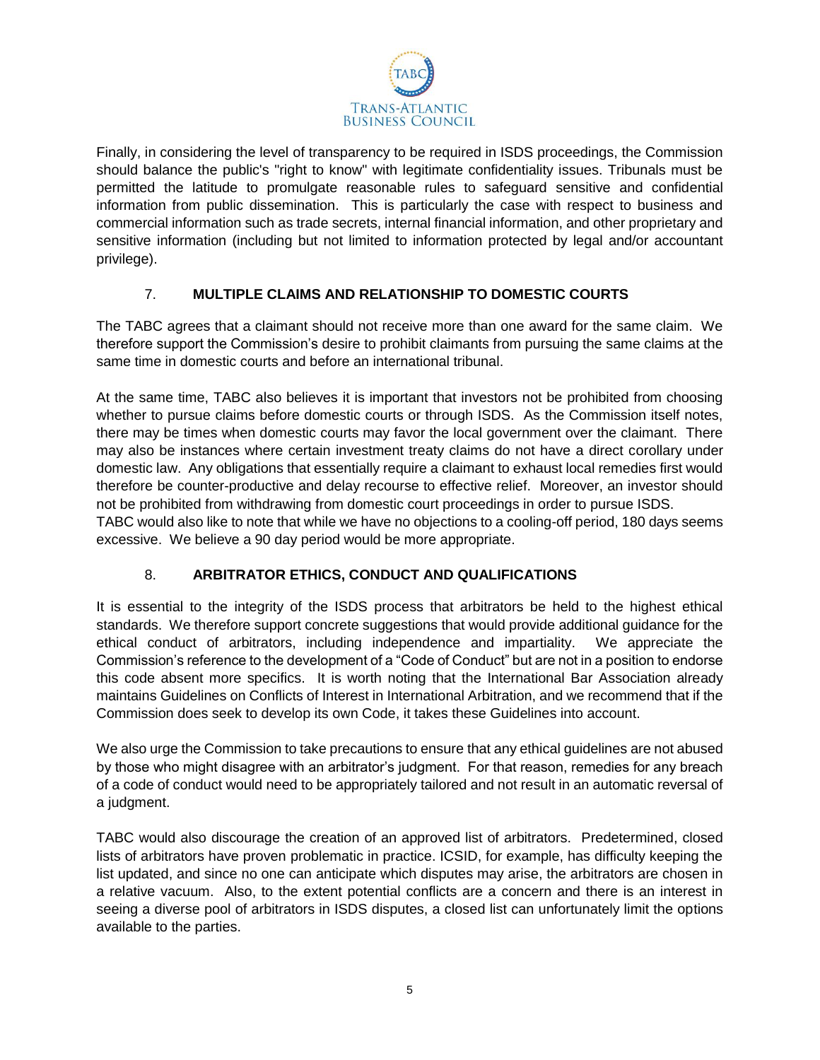Finally, in considering the level of transparency to be required in ISDS proceedings, the Commission should balance the public's "right to know" with legitimate confidentiality issues. Tribunals must be permitted the latitude to promulgate reasonable rules to safeguard sensitive and confidential information from public dissemination. This is particularly the case with respect to business and commercial information such as trade secrets, internal financial information, and other proprietary and sensitive information (including but not limited to information protected by legal and/or accountant privilege).

## 7. MULTIPLE CLAIMS AND RELATIONSHIP TO DOMESTIC COURTS

The TABC agrees that a claimant should not receive more than one award for the same claim. We therefore support the Commission's desire to prohibit claimants from pursuing the same claims at the same time in domestic courts and before an international tribunal.

At the same time, TABC also believes it is important that investors not be prohibited from choosing whether to pursue claims before domestic courts or through ISDS. As the Commission itself notes, there may be times when domestic courts may favor the local government over the claimant. There may also be instances where certain investment treaty claims do not have a direct corollary under domestic law. Any obligations that essentially require a claimant to exhaust local remedies first would therefore be counter-productive and delay recourse to effective relief. Moreover, an investor should not be prohibited from withdrawing from domestic court proceedings in order to pursue ISDS.
TABC would also like to note that while we have no objections to a cooling-off period, 180 days seems excessive. We believe a 90 day period would be more appropriate.

## 8. ARBITRATOR ETHICS, CONDUCT AND QUALIFICATIONS

It is essential to the integrity of the ISDS process that arbitrators be held to the highest ethical standards. We therefore support concrete suggestions that would provide additional guidance for the ethical conduct of arbitrators, including independence and impartiality. We appreciate the Commission's reference to the development of a "Code of Conduct" but are not in a position to endorse this code absent more specifics. It is worth noting that the International Bar Association already maintains Guidelines on Conflicts of Interest in International Arbitration, and we recommend that if the Commission does seek to develop its own Code, it takes these Guidelines into account.

We also urge the Commission to take precautions to ensure that any ethical guidelines are not abused by those who might disagree with an arbitrator's judgment. For that reason, remedies for any breach of a code of conduct would need to be appropriately tailored and not result in an automatic reversal of a judgment.

TABC would also discourage the creation of an approved list of arbitrators. Predetermined, closed lists of arbitrators have proven problematic in practice. ICSID, for example, has difficulty keeping the list updated, and since no one can anticipate which disputes may arise, the arbitrators are chosen in a relative vacuum. Also, to the extent potential conflicts are a concern and there is an interest in seeing a diverse pool of arbitrators in ISDS disputes, a closed list can unfortunately limit the options available to the parties.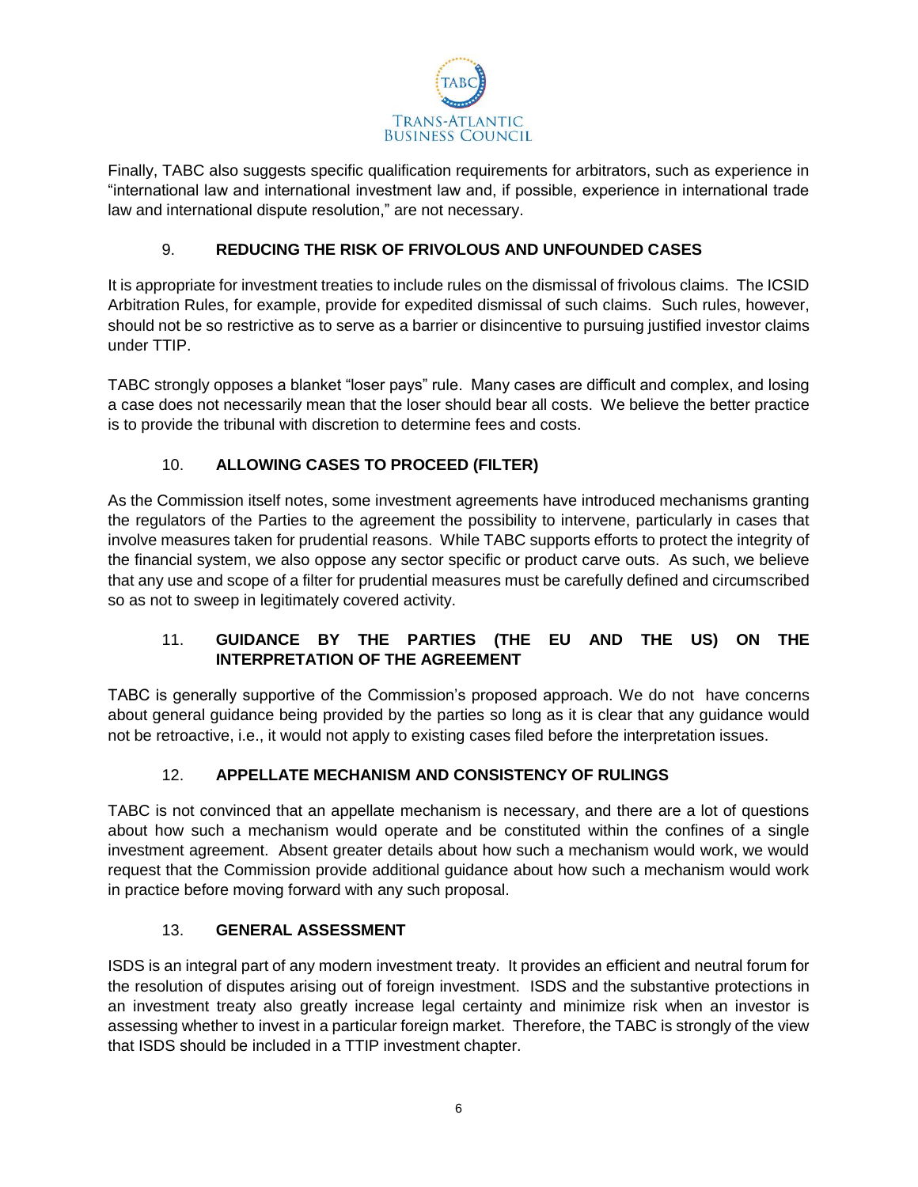Finally, TABC also suggests specific qualification requirements for arbitrators, such as experience in "international law and international investment law and, if possible, experience in international trade law and international dispute resolution," are not necessary.

## 9. REDUCING THE RISK OF FRIVOLOUS AND UNFOUNDED CASES

It is appropriate for investment treaties to include rules on the dismissal of frivolous claims. The ICSID Arbitration Rules, for example, provide for expedited dismissal of such claims. Such rules, however, should not be so restrictive as to serve as a barrier or disincentive to pursuing justified investor claims under TTIP.

TABC strongly opposes a blanket "loser pays" rule. Many cases are difficult and complex, and losing a case does not necessarily mean that the loser should bear all costs. We believe the better practice is to provide the tribunal with discretion to determine fees and costs.

## 10. ALLOWING CASES TO PROCEED (FILTER)

As the Commission itself notes, some investment agreements have introduced mechanisms granting the regulators of the Parties to the agreement the possibility to intervene, particularly in cases that involve measures taken for prudential reasons. While TABC supports efforts to protect the integrity of the financial system, we also oppose any sector specific or product carve outs. As such, we believe that any use and scope of a filter for prudential measures must be carefully defined and circumscribed so as not to sweep in legitimately covered activity.

## 11. GUIDANCE BY THE PARTIES (THE EU AND THE US) ON THE INTERPRETATION OF THE AGREEMENT

TABC is generally supportive of the Commission's proposed approach. We do not have concerns about general guidance being provided by the parties so long as it is clear that any guidance would not be retroactive, i.e., it would not apply to existing cases filed before the interpretation issues.

## 12. APPELLATE MECHANISM AND CONSISTENCY OF RULINGS

TABC is not convinced that an appellate mechanism is necessary, and there are a lot of questions about how such a mechanism would operate and be constituted within the confines of a single investment agreement. Absent greater details about how such a mechanism would work, we would request that the Commission provide additional guidance about how such a mechanism would work in practice before moving forward with any such proposal.

## 13. GENERAL ASSESSMENT

ISDS is an integral part of any modern investment treaty. It provides an efficient and neutral forum for the resolution of disputes arising out of foreign investment. ISDS and the substantive protections in an investment treaty also greatly increase legal certainty and minimize risk when an investor is assessing whether to invest in a particular foreign market. Therefore, the TABC is strongly of the view that ISDS should be included in a TTIP investment chapter.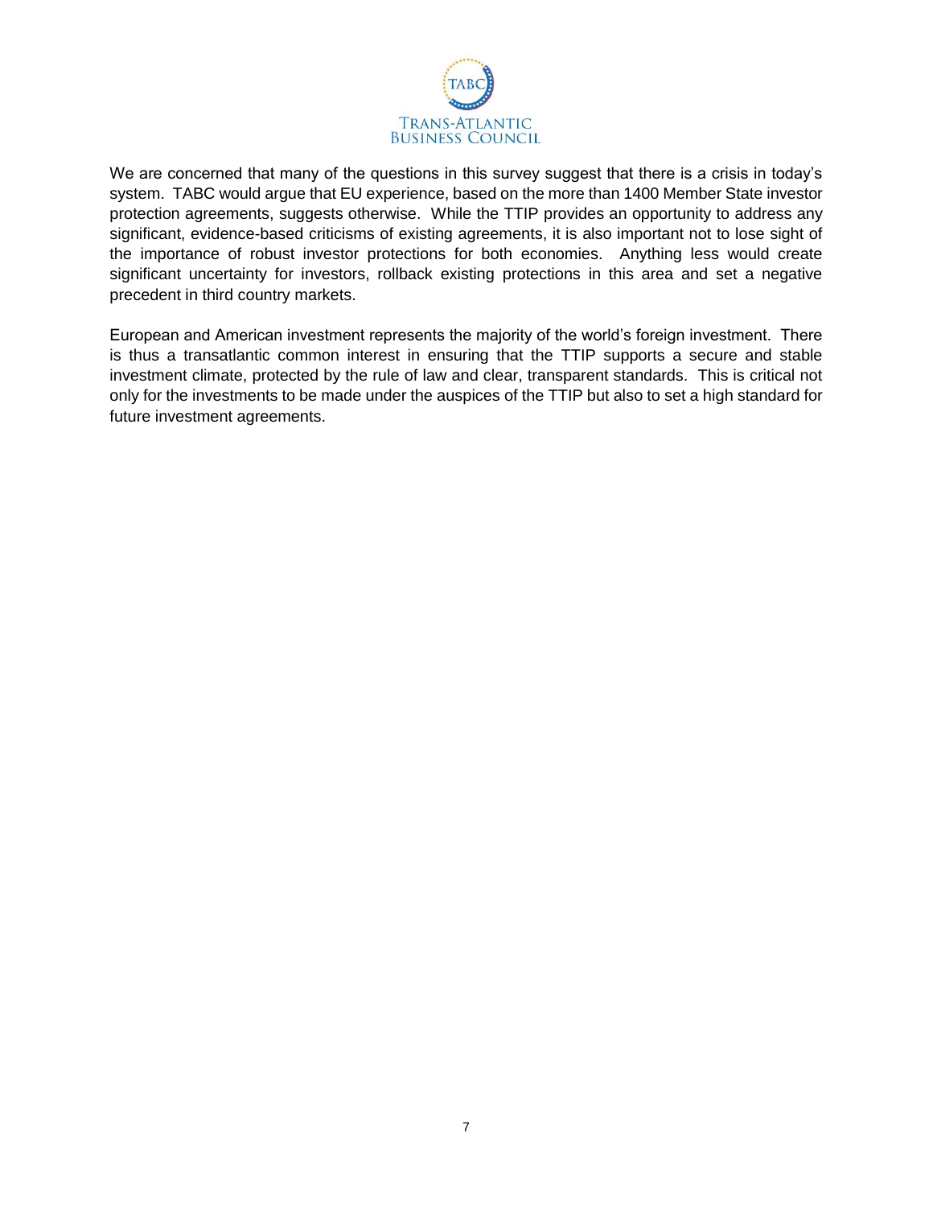We are concerned that many of the questions in this survey suggest that there is a crisis in today's system. TABC would argue that EU experience, based on the more than 1400 Member State investor protection agreements, suggests otherwise. While the TTIP provides an opportunity to address any significant, evidence-based criticisms of existing agreements, it is also important not to lose sight of the importance of robust investor protections for both economies. Anything less would create significant uncertainty for investors, rollback existing protections in this area and set a negative precedent in third country markets.

European and American investment represents the majority of the world's foreign investment. There is thus a transatlantic common interest in ensuring that the TTIP supports a secure and stable investment climate, protected by the rule of law and clear, transparent standards. This is critical not only for the investments to be made under the auspices of the TTIP but also to set a high standard for future investment agreements.